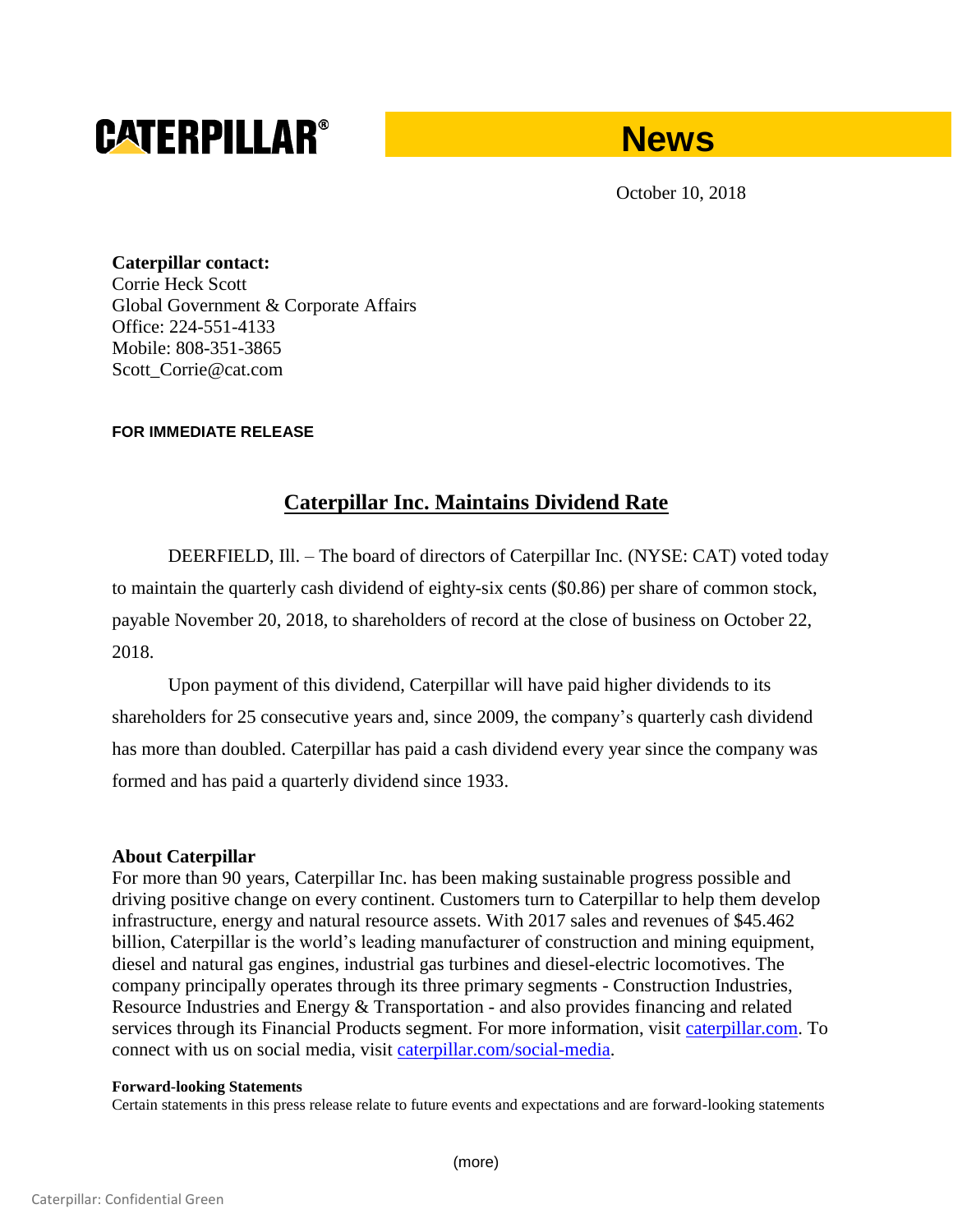**CATERPILLAR®**

# News

October 10, 2018

**Caterpillar contact:**
Corrie Heck Scott
Global Government & Corporate Affairs
Office: 224-551-4133
Mobile: 808-351-3865
Scott_Corrie@cat.com

**FOR IMMEDIATE RELEASE**

## Caterpillar Inc. Maintains Dividend Rate

DEERFIELD, Ill. – The board of directors of Caterpillar Inc. (NYSE: CAT) voted today to maintain the quarterly cash dividend of eighty-six cents ($0.86) per share of common stock, payable November 20, 2018, to shareholders of record at the close of business on October 22, 2018.

Upon payment of this dividend, Caterpillar will have paid higher dividends to its shareholders for 25 consecutive years and, since 2009, the company's quarterly cash dividend has more than doubled. Caterpillar has paid a cash dividend every year since the company was formed and has paid a quarterly dividend since 1933.

**About Caterpillar**

For more than 90 years, Caterpillar Inc. has been making sustainable progress possible and driving positive change on every continent. Customers turn to Caterpillar to help them develop infrastructure, energy and natural resource assets. With 2017 sales and revenues of $45.462 billion, Caterpillar is the world's leading manufacturer of construction and mining equipment, diesel and natural gas engines, industrial gas turbines and diesel-electric locomotives. The company principally operates through its three primary segments - Construction Industries, Resource Industries and Energy & Transportation - and also provides financing and related services through its Financial Products segment. For more information, visit caterpillar.com. To connect with us on social media, visit caterpillar.com/social-media.

**Forward-looking Statements**

Certain statements in this press release relate to future events and expectations and are forward-looking statements

(more)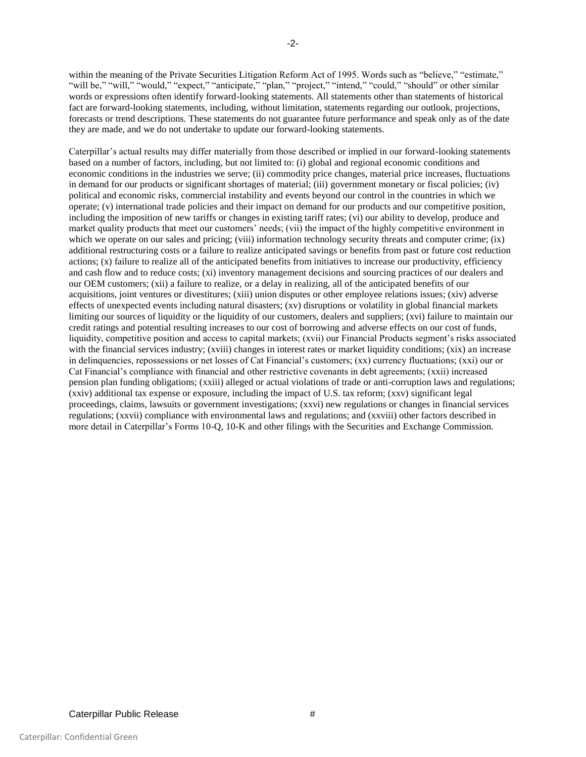within the meaning of the Private Securities Litigation Reform Act of 1995. Words such as "believe," "estimate," "will be," "will," "would," "expect," "anticipate," "plan," "project," "intend," "could," "should" or other similar words or expressions often identify forward-looking statements. All statements other than statements of historical fact are forward-looking statements, including, without limitation, statements regarding our outlook, projections, forecasts or trend descriptions. These statements do not guarantee future performance and speak only as of the date they are made, and we do not undertake to update our forward-looking statements.

Caterpillar's actual results may differ materially from those described or implied in our forward-looking statements based on a number of factors, including, but not limited to: (i) global and regional economic conditions and economic conditions in the industries we serve; (ii) commodity price changes, material price increases, fluctuations in demand for our products or significant shortages of material; (iii) government monetary or fiscal policies; (iv) political and economic risks, commercial instability and events beyond our control in the countries in which we operate; (v) international trade policies and their impact on demand for our products and our competitive position, including the imposition of new tariffs or changes in existing tariff rates; (vi) our ability to develop, produce and market quality products that meet our customers' needs; (vii) the impact of the highly competitive environment in which we operate on our sales and pricing; (viii) information technology security threats and computer crime; (ix) additional restructuring costs or a failure to realize anticipated savings or benefits from past or future cost reduction actions; (x) failure to realize all of the anticipated benefits from initiatives to increase our productivity, efficiency and cash flow and to reduce costs; (xi) inventory management decisions and sourcing practices of our dealers and our OEM customers; (xii) a failure to realize, or a delay in realizing, all of the anticipated benefits of our acquisitions, joint ventures or divestitures; (xiii) union disputes or other employee relations issues; (xiv) adverse effects of unexpected events including natural disasters; (xv) disruptions or volatility in global financial markets limiting our sources of liquidity or the liquidity of our customers, dealers and suppliers; (xvi) failure to maintain our credit ratings and potential resulting increases to our cost of borrowing and adverse effects on our cost of funds, liquidity, competitive position and access to capital markets; (xvii) our Financial Products segment's risks associated with the financial services industry; (xviii) changes in interest rates or market liquidity conditions; (xix) an increase in delinquencies, repossessions or net losses of Cat Financial's customers; (xx) currency fluctuations; (xxi) our or Cat Financial's compliance with financial and other restrictive covenants in debt agreements; (xxii) increased pension plan funding obligations; (xxiii) alleged or actual violations of trade or anti-corruption laws and regulations; (xxiv) additional tax expense or exposure, including the impact of U.S. tax reform; (xxv) significant legal proceedings, claims, lawsuits or government investigations; (xxvi) new regulations or changes in financial services regulations; (xxvii) compliance with environmental laws and regulations; and (xxviii) other factors described in more detail in Caterpillar's Forms 10-Q, 10-K and other filings with the Securities and Exchange Commission.

#